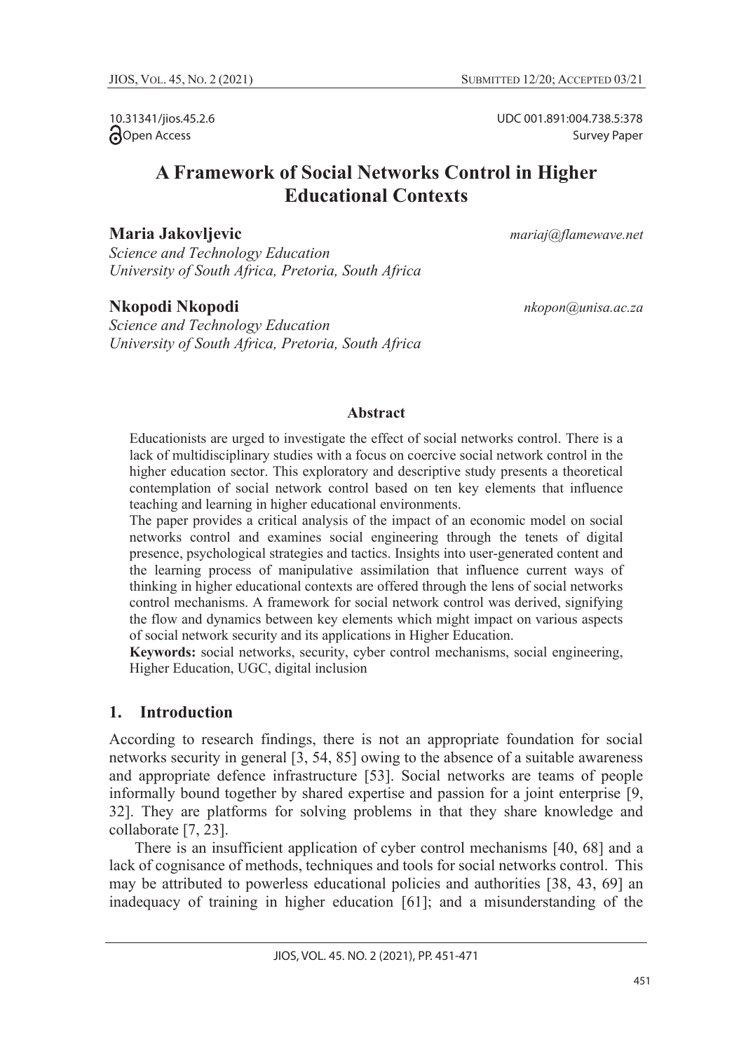10.31341/jios.45.2.6

Open Access

UDC 001.891:004.738.5:378

Survey Paper

# A Framework of Social Networks Control in Higher Educational Contexts

**Maria Jakovljevic** *mariaj@flamewave.net*

*Science and Technology Education*
*University of South Africa, Pretoria, South Africa*

**Nkopodi Nkopodi** *nkopon@unisa.ac.za*

*Science and Technology Education*
*University of South Africa, Pretoria, South Africa*

## Abstract

Educationists are urged to investigate the effect of social networks control. There is a lack of multidisciplinary studies with a focus on coercive social network control in the higher education sector. This exploratory and descriptive study presents a theoretical contemplation of social network control based on ten key elements that influence teaching and learning in higher educational environments.

The paper provides a critical analysis of the impact of an economic model on social networks control and examines social engineering through the tenets of digital presence, psychological strategies and tactics. Insights into user-generated content and the learning process of manipulative assimilation that influence current ways of thinking in higher educational contexts are offered through the lens of social networks control mechanisms. A framework for social network control was derived, signifying the flow and dynamics between key elements which might impact on various aspects of social network security and its applications in Higher Education.

**Keywords:** social networks, security, cyber control mechanisms, social engineering, Higher Education, UGC, digital inclusion

## 1. Introduction

According to research findings, there is not an appropriate foundation for social networks security in general [3, 54, 85] owing to the absence of a suitable awareness and appropriate defence infrastructure [53]. Social networks are teams of people informally bound together by shared expertise and passion for a joint enterprise [9, 32]. They are platforms for solving problems in that they share knowledge and collaborate [7, 23].

There is an insufficient application of cyber control mechanisms [40, 68] and a lack of cognisance of methods, techniques and tools for social networks control. This may be attributed to powerless educational policies and authorities [38, 43, 69] an inadequacy of training in higher education [61]; and a misunderstanding of the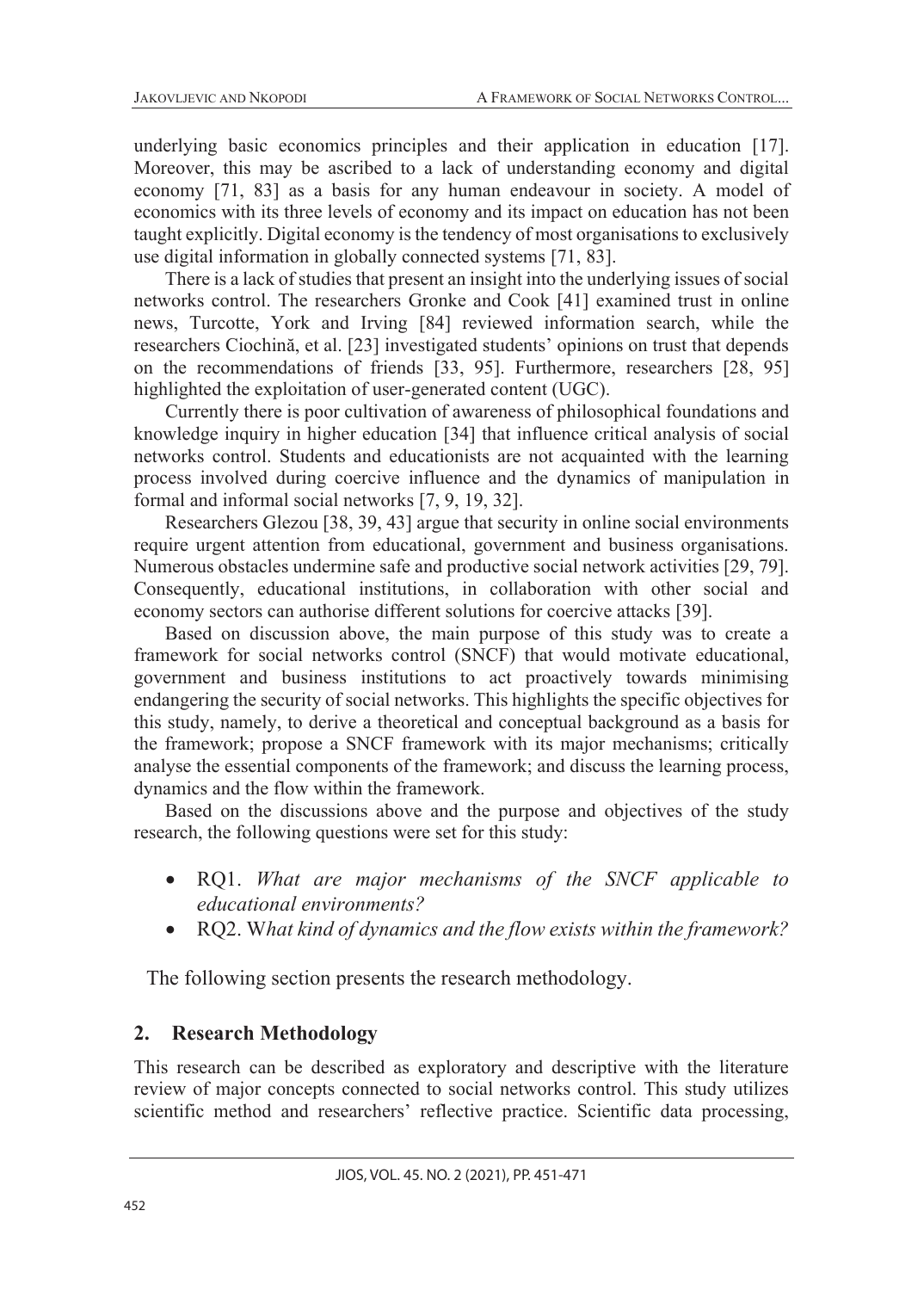underlying basic economics principles and their application in education [17]. Moreover, this may be ascribed to a lack of understanding economy and digital economy [71, 83] as a basis for any human endeavour in society. A model of economics with its three levels of economy and its impact on education has not been taught explicitly. Digital economy is the tendency of most organisations to exclusively use digital information in globally connected systems [71, 83].

There is a lack of studies that present an insight into the underlying issues of social networks control. The researchers Gronke and Cook [41] examined trust in online news, Turcotte, York and Irving [84] reviewed information search, while the researchers Ciochină, et al. [23] investigated students' opinions on trust that depends on the recommendations of friends [33, 95]. Furthermore, researchers [28, 95] highlighted the exploitation of user-generated content (UGC).

Currently there is poor cultivation of awareness of philosophical foundations and knowledge inquiry in higher education [34] that influence critical analysis of social networks control. Students and educationists are not acquainted with the learning process involved during coercive influence and the dynamics of manipulation in formal and informal social networks [7, 9, 19, 32].

Researchers Glezou [38, 39, 43] argue that security in online social environments require urgent attention from educational, government and business organisations. Numerous obstacles undermine safe and productive social network activities [29, 79]. Consequently, educational institutions, in collaboration with other social and economy sectors can authorise different solutions for coercive attacks [39].

Based on discussion above, the main purpose of this study was to create a framework for social networks control (SNCF) that would motivate educational, government and business institutions to act proactively towards minimising endangering the security of social networks. This highlights the specific objectives for this study, namely, to derive a theoretical and conceptual background as a basis for the framework; propose a SNCF framework with its major mechanisms; critically analyse the essential components of the framework; and discuss the learning process, dynamics and the flow within the framework.

Based on the discussions above and the purpose and objectives of the study research, the following questions were set for this study:

- RQ1. *What are major mechanisms of the SNCF applicable to educational environments?*
- RQ2. W*hat kind of dynamics and the flow exists within the framework?*

The following section presents the research methodology.

## 2. Research Methodology

This research can be described as exploratory and descriptive with the literature review of major concepts connected to social networks control. This study utilizes scientific method and researchers' reflective practice. Scientific data processing,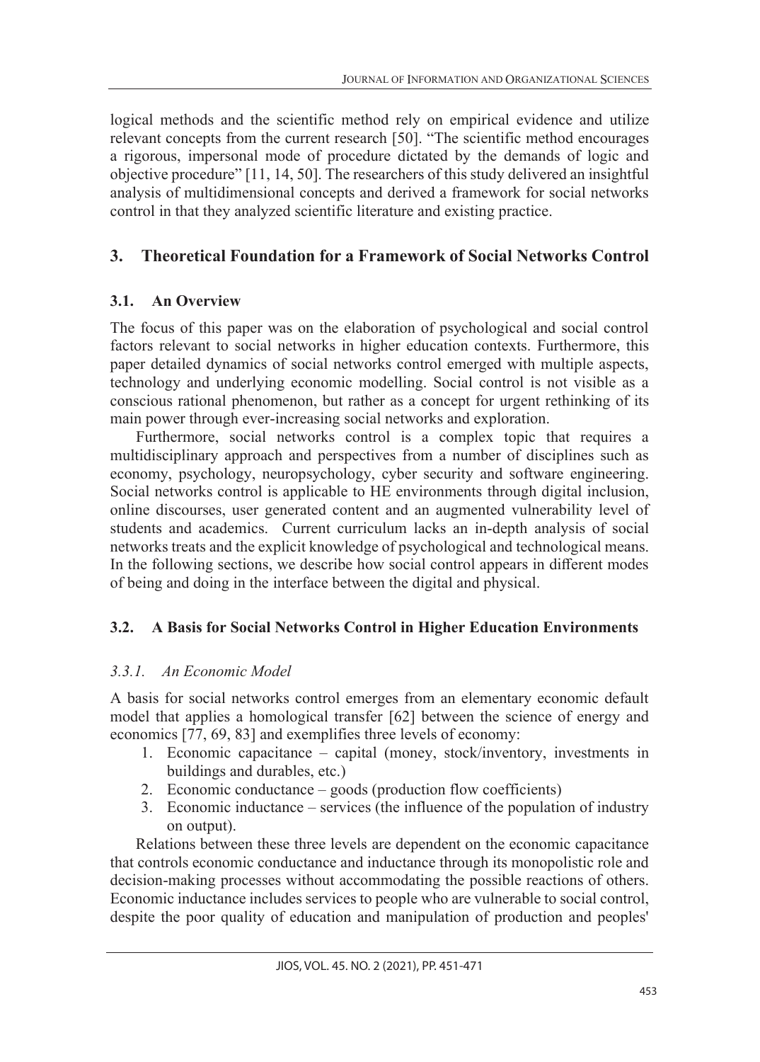logical methods and the scientific method rely on empirical evidence and utilize relevant concepts from the current research [50]. "The scientific method encourages a rigorous, impersonal mode of procedure dictated by the demands of logic and objective procedure" [11, 14, 50]. The researchers of this study delivered an insightful analysis of multidimensional concepts and derived a framework for social networks control in that they analyzed scientific literature and existing practice.

## 3. Theoretical Foundation for a Framework of Social Networks Control

### 3.1. An Overview

The focus of this paper was on the elaboration of psychological and social control factors relevant to social networks in higher education contexts. Furthermore, this paper detailed dynamics of social networks control emerged with multiple aspects, technology and underlying economic modelling. Social control is not visible as a conscious rational phenomenon, but rather as a concept for urgent rethinking of its main power through ever-increasing social networks and exploration.

Furthermore, social networks control is a complex topic that requires a multidisciplinary approach and perspectives from a number of disciplines such as economy, psychology, neuropsychology, cyber security and software engineering. Social networks control is applicable to HE environments through digital inclusion, online discourses, user generated content and an augmented vulnerability level of students and academics. Current curriculum lacks an in-depth analysis of social networks treats and the explicit knowledge of psychological and technological means. In the following sections, we describe how social control appears in different modes of being and doing in the interface between the digital and physical.

### 3.2. A Basis for Social Networks Control in Higher Education Environments

#### *3.3.1. An Economic Model*

A basis for social networks control emerges from an elementary economic default model that applies a homological transfer [62] between the science of energy and economics [77, 69, 83] and exemplifies three levels of economy:

1. Economic capacitance – capital (money, stock/inventory, investments in buildings and durables, etc.)
2. Economic conductance – goods (production flow coefficients)
3. Economic inductance – services (the influence of the population of industry on output).

Relations between these three levels are dependent on the economic capacitance that controls economic conductance and inductance through its monopolistic role and decision-making processes without accommodating the possible reactions of others. Economic inductance includes services to people who are vulnerable to social control, despite the poor quality of education and manipulation of production and peoples'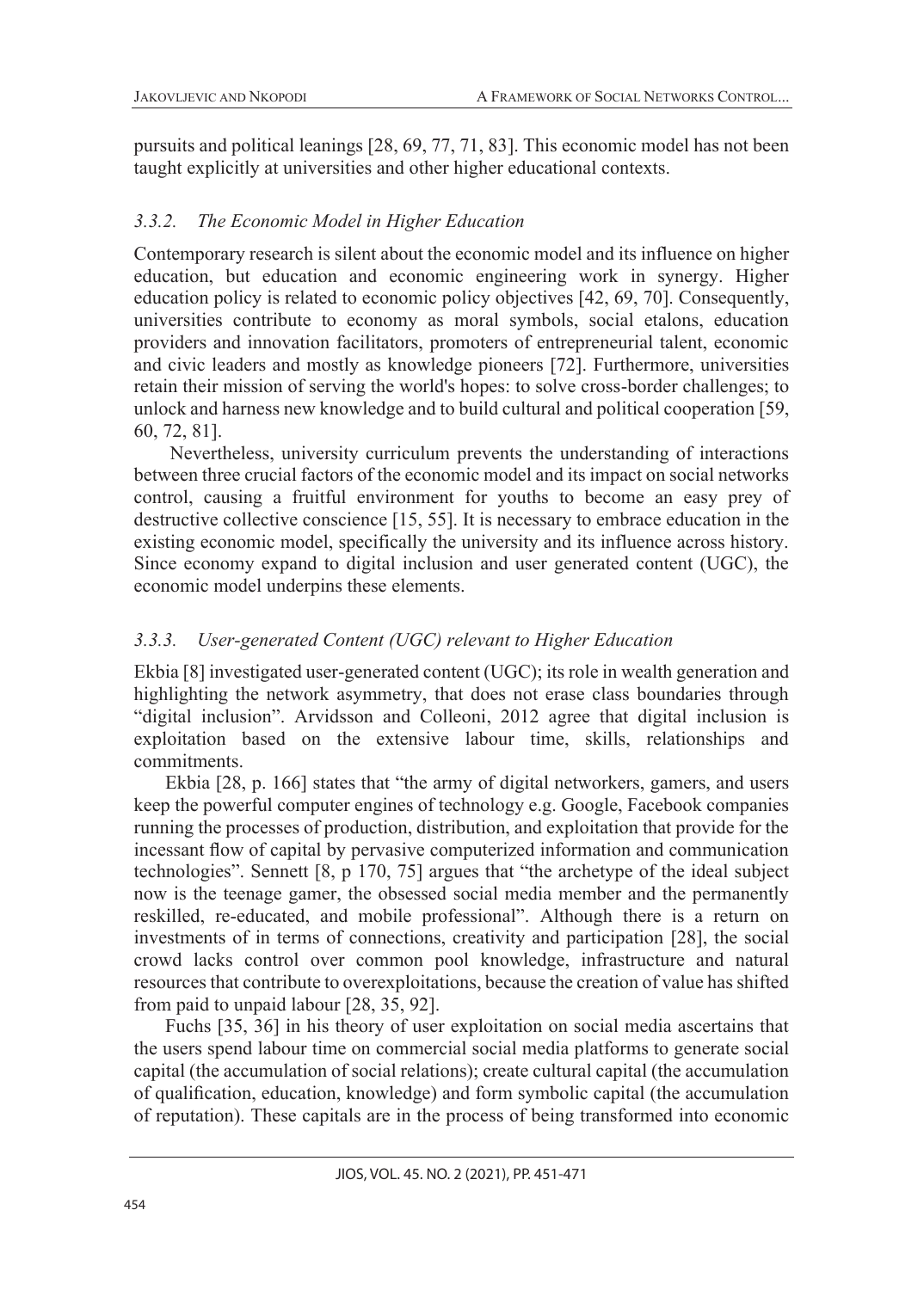pursuits and political leanings [28, 69, 77, 71, 83]. This economic model has not been taught explicitly at universities and other higher educational contexts.

### *3.3.2. The Economic Model in Higher Education*

Contemporary research is silent about the economic model and its influence on higher education, but education and economic engineering work in synergy. Higher education policy is related to economic policy objectives [42, 69, 70]. Consequently, universities contribute to economy as moral symbols, social etalons, education providers and innovation facilitators, promoters of entrepreneurial talent, economic and civic leaders and mostly as knowledge pioneers [72]. Furthermore, universities retain their mission of serving the world's hopes: to solve cross-border challenges; to unlock and harness new knowledge and to build cultural and political cooperation [59, 60, 72, 81].

Nevertheless, university curriculum prevents the understanding of interactions between three crucial factors of the economic model and its impact on social networks control, causing a fruitful environment for youths to become an easy prey of destructive collective conscience [15, 55]. It is necessary to embrace education in the existing economic model, specifically the university and its influence across history. Since economy expand to digital inclusion and user generated content (UGC), the economic model underpins these elements.

### *3.3.3. User-generated Content (UGC) relevant to Higher Education*

Ekbia [8] investigated user-generated content (UGC); its role in wealth generation and highlighting the network asymmetry, that does not erase class boundaries through "digital inclusion". Arvidsson and Colleoni, 2012 agree that digital inclusion is exploitation based on the extensive labour time, skills, relationships and commitments.

Ekbia [28, p. 166] states that "the army of digital networkers, gamers, and users keep the powerful computer engines of technology e.g. Google, Facebook companies running the processes of production, distribution, and exploitation that provide for the incessant flow of capital by pervasive computerized information and communication technologies". Sennett [8, p 170, 75] argues that "the archetype of the ideal subject now is the teenage gamer, the obsessed social media member and the permanently reskilled, re-educated, and mobile professional". Although there is a return on investments of in terms of connections, creativity and participation [28], the social crowd lacks control over common pool knowledge, infrastructure and natural resources that contribute to overexploitations, because the creation of value has shifted from paid to unpaid labour [28, 35, 92].

Fuchs [35, 36] in his theory of user exploitation on social media ascertains that the users spend labour time on commercial social media platforms to generate social capital (the accumulation of social relations); create cultural capital (the accumulation of qualification, education, knowledge) and form symbolic capital (the accumulation of reputation). These capitals are in the process of being transformed into economic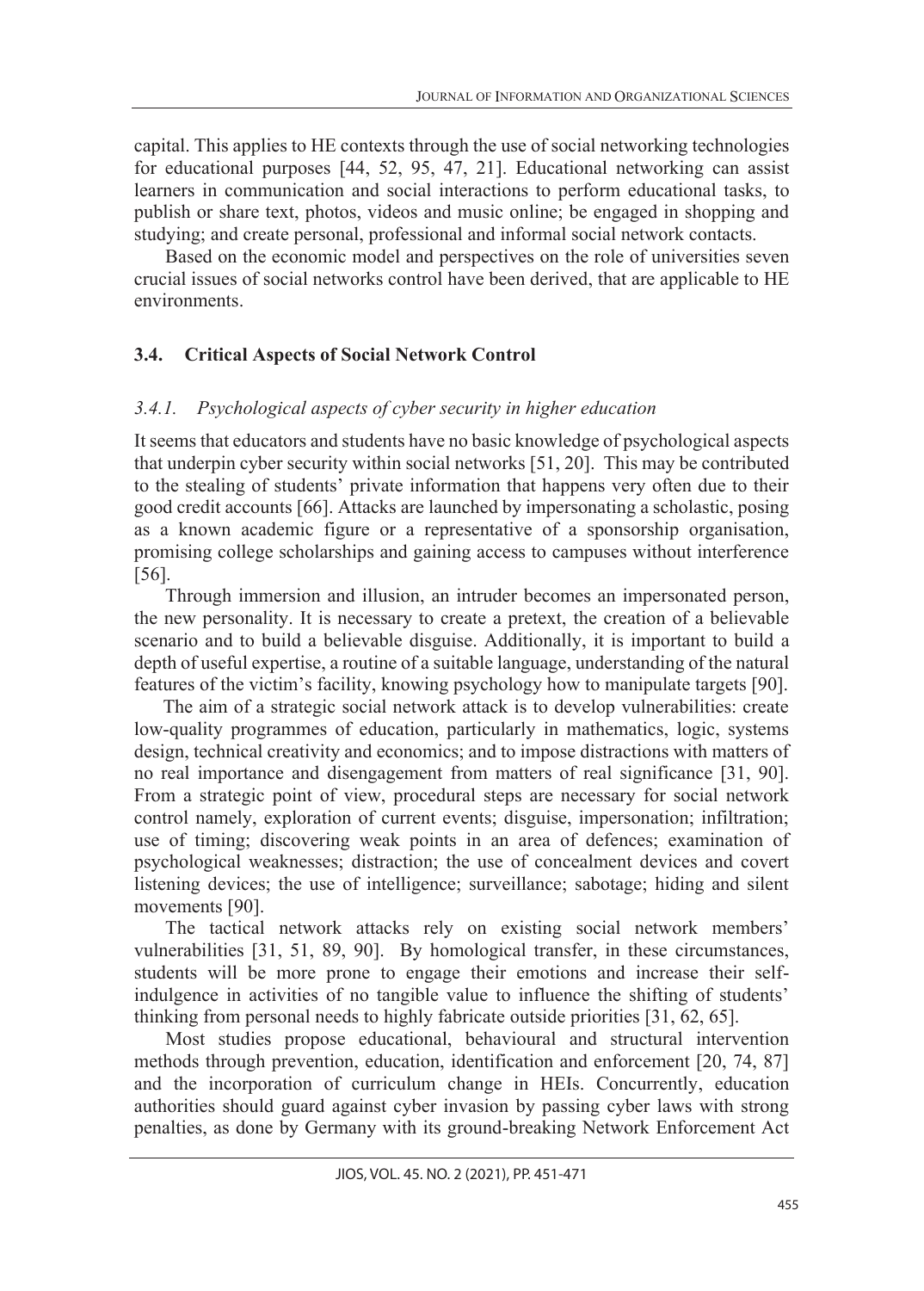capital. This applies to HE contexts through the use of social networking technologies for educational purposes [44, 52, 95, 47, 21]. Educational networking can assist learners in communication and social interactions to perform educational tasks, to publish or share text, photos, videos and music online; be engaged in shopping and studying; and create personal, professional and informal social network contacts.

Based on the economic model and perspectives on the role of universities seven crucial issues of social networks control have been derived, that are applicable to HE environments.

### 3.4. Critical Aspects of Social Network Control

#### *3.4.1. Psychological aspects of cyber security in higher education*

It seems that educators and students have no basic knowledge of psychological aspects that underpin cyber security within social networks [51, 20]. This may be contributed to the stealing of students' private information that happens very often due to their good credit accounts [66]. Attacks are launched by impersonating a scholastic, posing as a known academic figure or a representative of a sponsorship organisation, promising college scholarships and gaining access to campuses without interference [56].

Through immersion and illusion, an intruder becomes an impersonated person, the new personality. It is necessary to create a pretext, the creation of a believable scenario and to build a believable disguise. Additionally, it is important to build a depth of useful expertise, a routine of a suitable language, understanding of the natural features of the victim's facility, knowing psychology how to manipulate targets [90].

The aim of a strategic social network attack is to develop vulnerabilities: create low-quality programmes of education, particularly in mathematics, logic, systems design, technical creativity and economics; and to impose distractions with matters of no real importance and disengagement from matters of real significance [31, 90]. From a strategic point of view, procedural steps are necessary for social network control namely, exploration of current events; disguise, impersonation; infiltration; use of timing; discovering weak points in an area of defences; examination of psychological weaknesses; distraction; the use of concealment devices and covert listening devices; the use of intelligence; surveillance; sabotage; hiding and silent movements [90].

The tactical network attacks rely on existing social network members' vulnerabilities [31, 51, 89, 90]. By homological transfer, in these circumstances, students will be more prone to engage their emotions and increase their self-indulgence in activities of no tangible value to influence the shifting of students' thinking from personal needs to highly fabricate outside priorities [31, 62, 65].

Most studies propose educational, behavioural and structural intervention methods through prevention, education, identification and enforcement [20, 74, 87] and the incorporation of curriculum change in HEIs. Concurrently, education authorities should guard against cyber invasion by passing cyber laws with strong penalties, as done by Germany with its ground-breaking Network Enforcement Act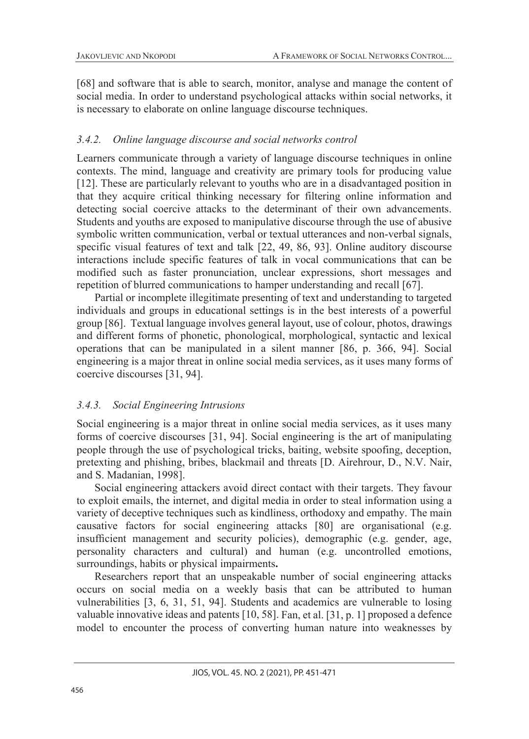[68] and software that is able to search, monitor, analyse and manage the content of social media. In order to understand psychological attacks within social networks, it is necessary to elaborate on online language discourse techniques.

### *3.4.2. Online language discourse and social networks control*

Learners communicate through a variety of language discourse techniques in online contexts. The mind, language and creativity are primary tools for producing value [12]. These are particularly relevant to youths who are in a disadvantaged position in that they acquire critical thinking necessary for filtering online information and detecting social coercive attacks to the determinant of their own advancements. Students and youths are exposed to manipulative discourse through the use of abusive symbolic written communication, verbal or textual utterances and non-verbal signals, specific visual features of text and talk [22, 49, 86, 93]. Online auditory discourse interactions include specific features of talk in vocal communications that can be modified such as faster pronunciation, unclear expressions, short messages and repetition of blurred communications to hamper understanding and recall [67].

Partial or incomplete illegitimate presenting of text and understanding to targeted individuals and groups in educational settings is in the best interests of a powerful group [86]. Textual language involves general layout, use of colour, photos, drawings and different forms of phonetic, phonological, morphological, syntactic and lexical operations that can be manipulated in a silent manner [86, p. 366, 94]. Social engineering is a major threat in online social media services, as it uses many forms of coercive discourses [31, 94].

### *3.4.3. Social Engineering Intrusions*

Social engineering is a major threat in online social media services, as it uses many forms of coercive discourses [31, 94]. Social engineering is the art of manipulating people through the use of psychological tricks, baiting, website spoofing, deception, pretexting and phishing, bribes, blackmail and threats [D. Airehrour, D., N.V. Nair, and S. Madanian, 1998].

Social engineering attackers avoid direct contact with their targets. They favour to exploit emails, the internet, and digital media in order to steal information using a variety of deceptive techniques such as kindliness, orthodoxy and empathy. The main causative factors for social engineering attacks [80] are organisational (e.g. insufficient management and security policies), demographic (e.g. gender, age, personality characters and cultural) and human (e.g. uncontrolled emotions, surroundings, habits or physical impairments**.**

Researchers report that an unspeakable number of social engineering attacks occurs on social media on a weekly basis that can be attributed to human vulnerabilities [3, 6, 31, 51, 94]. Students and academics are vulnerable to losing valuable innovative ideas and patents [10, 58]. Fan, et al. [31, p. 1] proposed a defence model to encounter the process of converting human nature into weaknesses by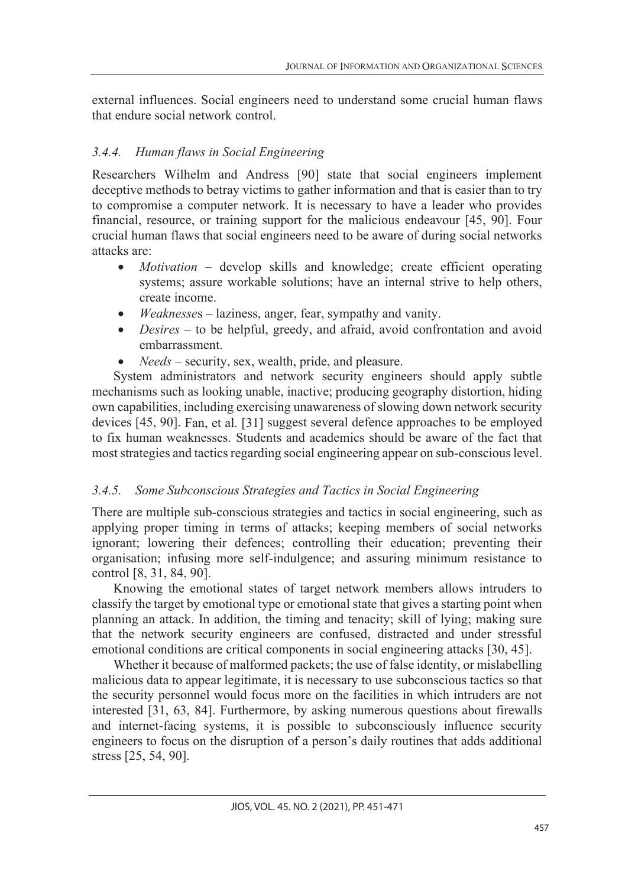external influences. Social engineers need to understand some crucial human flaws that endure social network control.

### *3.4.4. Human flaws in Social Engineering*

Researchers Wilhelm and Andress [90] state that social engineers implement deceptive methods to betray victims to gather information and that is easier than to try to compromise a computer network. It is necessary to have a leader who provides financial, resource, or training support for the malicious endeavour [45, 90]. Four crucial human flaws that social engineers need to be aware of during social networks attacks are:

- *Motivation* – develop skills and knowledge; create efficient operating systems; assure workable solutions; have an internal strive to help others, create income.
- *Weaknesses* – laziness, anger, fear, sympathy and vanity.
- *Desires* – to be helpful, greedy, and afraid, avoid confrontation and avoid embarrassment.
- *Needs* – security, sex, wealth, pride, and pleasure.

System administrators and network security engineers should apply subtle mechanisms such as looking unable, inactive; producing geography distortion, hiding own capabilities, including exercising unawareness of slowing down network security devices [45, 90]. Fan, et al. [31] suggest several defence approaches to be employed to fix human weaknesses. Students and academics should be aware of the fact that most strategies and tactics regarding social engineering appear on sub-conscious level.

### *3.4.5. Some Subconscious Strategies and Tactics in Social Engineering*

There are multiple sub-conscious strategies and tactics in social engineering, such as applying proper timing in terms of attacks; keeping members of social networks ignorant; lowering their defences; controlling their education; preventing their organisation; infusing more self-indulgence; and assuring minimum resistance to control [8, 31, 84, 90].

Knowing the emotional states of target network members allows intruders to classify the target by emotional type or emotional state that gives a starting point when planning an attack. In addition, the timing and tenacity; skill of lying; making sure that the network security engineers are confused, distracted and under stressful emotional conditions are critical components in social engineering attacks [30, 45].

Whether it because of malformed packets; the use of false identity, or mislabelling malicious data to appear legitimate, it is necessary to use subconscious tactics so that the security personnel would focus more on the facilities in which intruders are not interested [31, 63, 84]. Furthermore, by asking numerous questions about firewalls and internet-facing systems, it is possible to subconsciously influence security engineers to focus on the disruption of a person's daily routines that adds additional stress [25, 54, 90].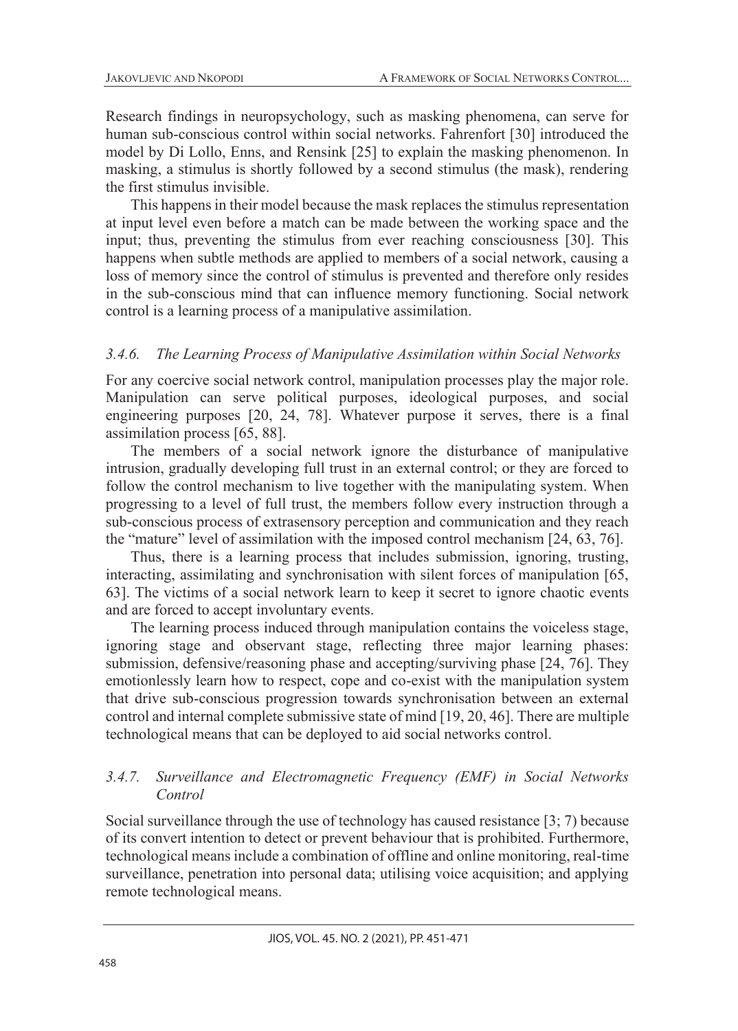Research findings in neuropsychology, such as masking phenomena, can serve for human sub-conscious control within social networks. Fahrenfort [30] introduced the model by Di Lollo, Enns, and Rensink [25] to explain the masking phenomenon. In masking, a stimulus is shortly followed by a second stimulus (the mask), rendering the first stimulus invisible.

This happens in their model because the mask replaces the stimulus representation at input level even before a match can be made between the working space and the input; thus, preventing the stimulus from ever reaching consciousness [30]. This happens when subtle methods are applied to members of a social network, causing a loss of memory since the control of stimulus is prevented and therefore only resides in the sub-conscious mind that can influence memory functioning. Social network control is a learning process of a manipulative assimilation.

### *3.4.6. The Learning Process of Manipulative Assimilation within Social Networks*

For any coercive social network control, manipulation processes play the major role. Manipulation can serve political purposes, ideological purposes, and social engineering purposes [20, 24, 78]. Whatever purpose it serves, there is a final assimilation process [65, 88].

The members of a social network ignore the disturbance of manipulative intrusion, gradually developing full trust in an external control; or they are forced to follow the control mechanism to live together with the manipulating system. When progressing to a level of full trust, the members follow every instruction through a sub-conscious process of extrasensory perception and communication and they reach the "mature" level of assimilation with the imposed control mechanism [24, 63, 76].

Thus, there is a learning process that includes submission, ignoring, trusting, interacting, assimilating and synchronisation with silent forces of manipulation [65, 63]. The victims of a social network learn to keep it secret to ignore chaotic events and are forced to accept involuntary events.

The learning process induced through manipulation contains the voiceless stage, ignoring stage and observant stage, reflecting three major learning phases: submission, defensive/reasoning phase and accepting/surviving phase [24, 76]. They emotionlessly learn how to respect, cope and co-exist with the manipulation system that drive sub-conscious progression towards synchronisation between an external control and internal complete submissive state of mind [19, 20, 46]. There are multiple technological means that can be deployed to aid social networks control.

### *3.4.7. Surveillance and Electromagnetic Frequency (EMF) in Social Networks Control*

Social surveillance through the use of technology has caused resistance [3; 7) because of its convert intention to detect or prevent behaviour that is prohibited. Furthermore, technological means include a combination of offline and online monitoring, real-time surveillance, penetration into personal data; utilising voice acquisition; and applying remote technological means.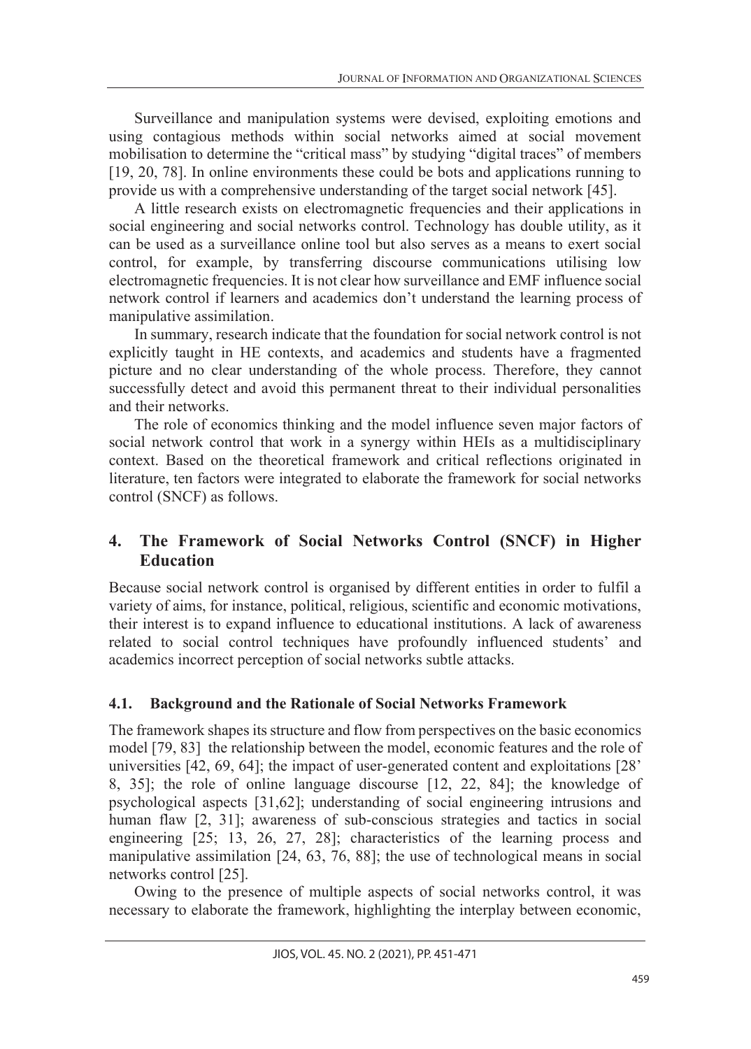Surveillance and manipulation systems were devised, exploiting emotions and using contagious methods within social networks aimed at social movement mobilisation to determine the "critical mass" by studying "digital traces" of members [19, 20, 78]. In online environments these could be bots and applications running to provide us with a comprehensive understanding of the target social network [45].

A little research exists on electromagnetic frequencies and their applications in social engineering and social networks control. Technology has double utility, as it can be used as a surveillance online tool but also serves as a means to exert social control, for example, by transferring discourse communications utilising low electromagnetic frequencies. It is not clear how surveillance and EMF influence social network control if learners and academics don't understand the learning process of manipulative assimilation.

In summary, research indicate that the foundation for social network control is not explicitly taught in HE contexts, and academics and students have a fragmented picture and no clear understanding of the whole process. Therefore, they cannot successfully detect and avoid this permanent threat to their individual personalities and their networks.

The role of economics thinking and the model influence seven major factors of social network control that work in a synergy within HEIs as a multidisciplinary context. Based on the theoretical framework and critical reflections originated in literature, ten factors were integrated to elaborate the framework for social networks control (SNCF) as follows.

## 4. The Framework of Social Networks Control (SNCF) in Higher Education

Because social network control is organised by different entities in order to fulfil a variety of aims, for instance, political, religious, scientific and economic motivations, their interest is to expand influence to educational institutions. A lack of awareness related to social control techniques have profoundly influenced students' and academics incorrect perception of social networks subtle attacks.

### 4.1. Background and the Rationale of Social Networks Framework

The framework shapes its structure and flow from perspectives on the basic economics model [79, 83] the relationship between the model, economic features and the role of universities [42, 69, 64]; the impact of user-generated content and exploitations [28' 8, 35]; the role of online language discourse [12, 22, 84]; the knowledge of psychological aspects [31,62]; understanding of social engineering intrusions and human flaw [2, 31]; awareness of sub-conscious strategies and tactics in social engineering [25; 13, 26, 27, 28]; characteristics of the learning process and manipulative assimilation [24, 63, 76, 88]; the use of technological means in social networks control [25].

Owing to the presence of multiple aspects of social networks control, it was necessary to elaborate the framework, highlighting the interplay between economic,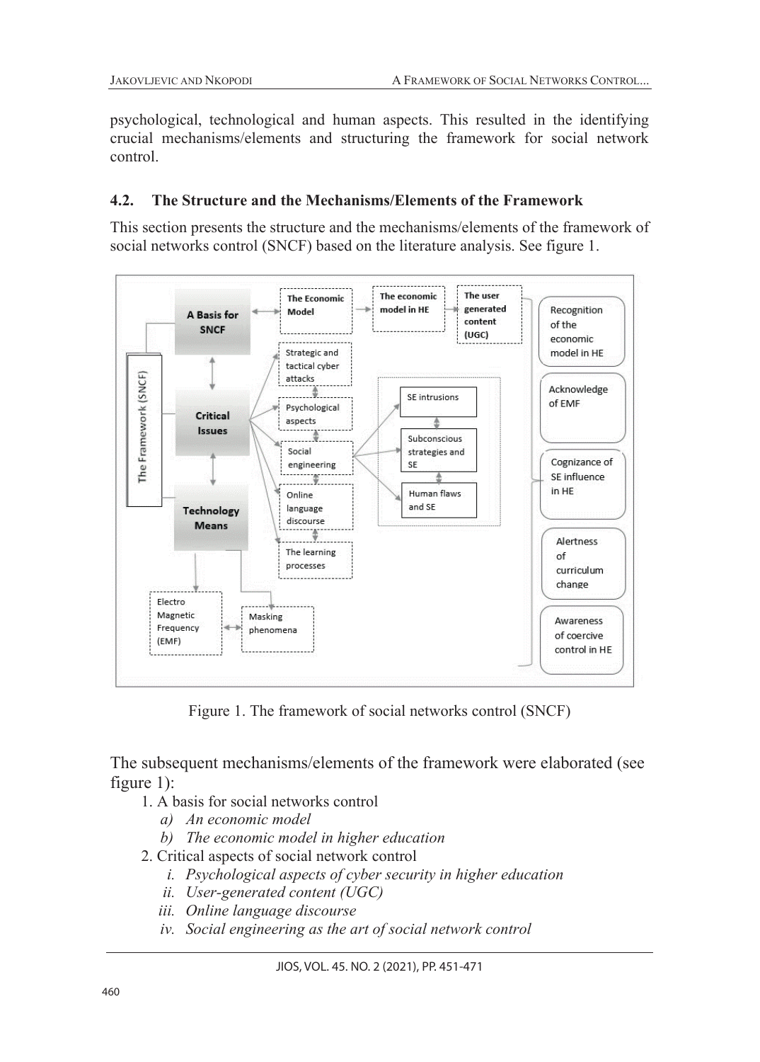psychological, technological and human aspects. This resulted in the identifying crucial mechanisms/elements and structuring the framework for social network control.

### 4.2. The Structure and the Mechanisms/Elements of the Framework

This section presents the structure and the mechanisms/elements of the framework of social networks control (SNCF) based on the literature analysis. See figure 1.

Figure 1. The framework of social networks control (SNCF)

The subsequent mechanisms/elements of the framework were elaborated (see figure 1):

1. A basis for social networks control
   - *a) An economic model*
   - *b) The economic model in higher education*
2. Critical aspects of social network control
   - *i. Psychological aspects of cyber security in higher education*
   - *ii. User-generated content (UGC)*
   - *iii. Online language discourse*
   - *iv. Social engineering as the art of social network control*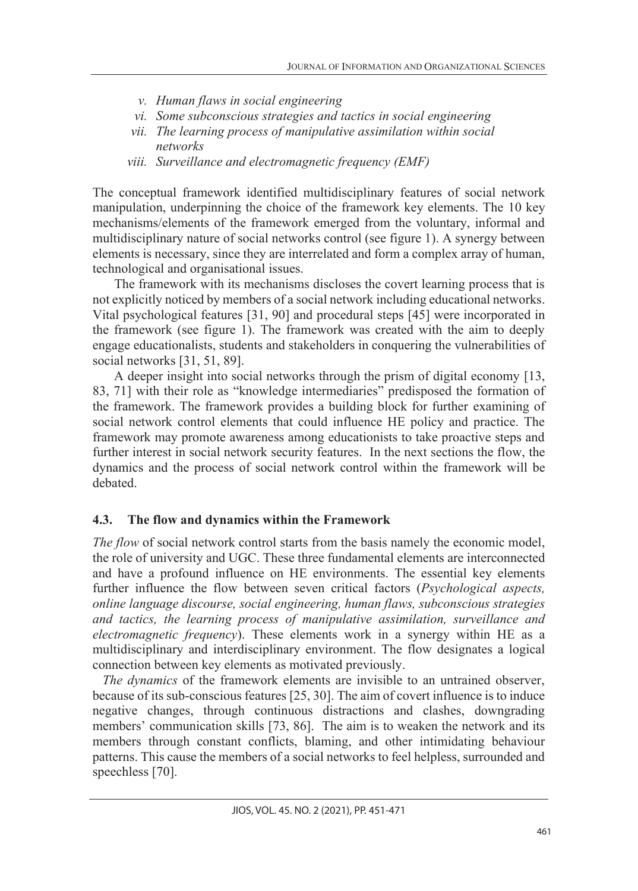- *v. Human flaws in social engineering*
- *vi. Some subconscious strategies and tactics in social engineering*
- *vii. The learning process of manipulative assimilation within social networks*
- *viii. Surveillance and electromagnetic frequency (EMF)*

The conceptual framework identified multidisciplinary features of social network manipulation, underpinning the choice of the framework key elements. The 10 key mechanisms/elements of the framework emerged from the voluntary, informal and multidisciplinary nature of social networks control (see figure 1). A synergy between elements is necessary, since they are interrelated and form a complex array of human, technological and organisational issues.

The framework with its mechanisms discloses the covert learning process that is not explicitly noticed by members of a social network including educational networks. Vital psychological features [31, 90] and procedural steps [45] were incorporated in the framework (see figure 1). The framework was created with the aim to deeply engage educationalists, students and stakeholders in conquering the vulnerabilities of social networks [31, 51, 89].

A deeper insight into social networks through the prism of digital economy [13, 83, 71] with their role as "knowledge intermediaries" predisposed the formation of the framework. The framework provides a building block for further examining of social network control elements that could influence HE policy and practice. The framework may promote awareness among educationists to take proactive steps and further interest in social network security features. In the next sections the flow, the dynamics and the process of social network control within the framework will be debated.

### 4.3. The flow and dynamics within the Framework

*The flow* of social network control starts from the basis namely the economic model, the role of university and UGC. These three fundamental elements are interconnected and have a profound influence on HE environments. The essential key elements further influence the flow between seven critical factors (*Psychological aspects, online language discourse, social engineering, human flaws, subconscious strategies and tactics, the learning process of manipulative assimilation, surveillance and electromagnetic frequency*). These elements work in a synergy within HE as a multidisciplinary and interdisciplinary environment. The flow designates a logical connection between key elements as motivated previously.

*The dynamics* of the framework elements are invisible to an untrained observer, because of its sub-conscious features [25, 30]. The aim of covert influence is to induce negative changes, through continuous distractions and clashes, downgrading members' communication skills [73, 86]. The aim is to weaken the network and its members through constant conflicts, blaming, and other intimidating behaviour patterns. This cause the members of a social networks to feel helpless, surrounded and speechless [70].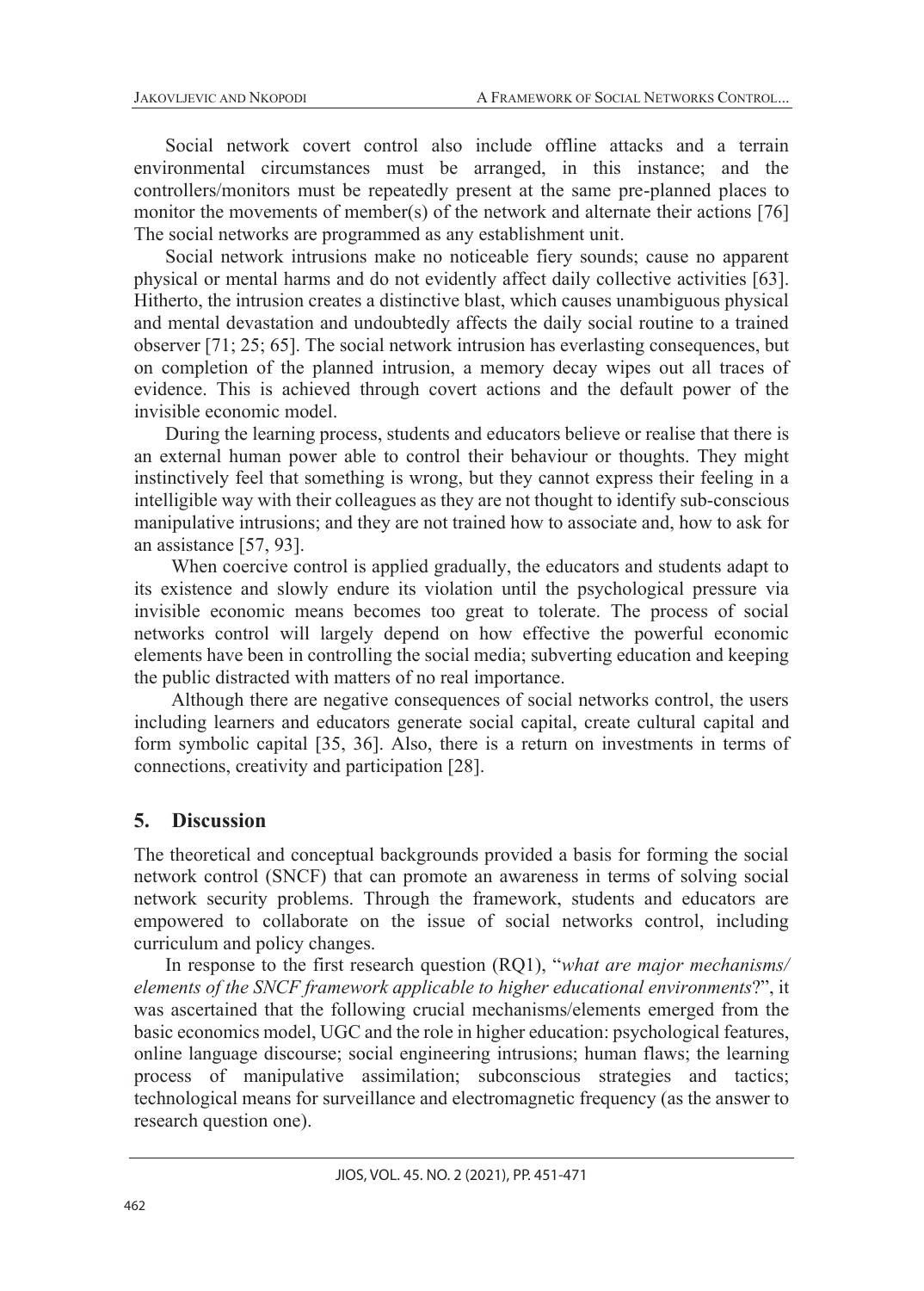Social network covert control also include offline attacks and a terrain environmental circumstances must be arranged, in this instance; and the controllers/monitors must be repeatedly present at the same pre-planned places to monitor the movements of member(s) of the network and alternate their actions [76] The social networks are programmed as any establishment unit.

Social network intrusions make no noticeable fiery sounds; cause no apparent physical or mental harms and do not evidently affect daily collective activities [63]. Hitherto, the intrusion creates a distinctive blast, which causes unambiguous physical and mental devastation and undoubtedly affects the daily social routine to a trained observer [71; 25; 65]. The social network intrusion has everlasting consequences, but on completion of the planned intrusion, a memory decay wipes out all traces of evidence. This is achieved through covert actions and the default power of the invisible economic model.

During the learning process, students and educators believe or realise that there is an external human power able to control their behaviour or thoughts. They might instinctively feel that something is wrong, but they cannot express their feeling in a intelligible way with their colleagues as they are not thought to identify sub-conscious manipulative intrusions; and they are not trained how to associate and, how to ask for an assistance [57, 93].

When coercive control is applied gradually, the educators and students adapt to its existence and slowly endure its violation until the psychological pressure via invisible economic means becomes too great to tolerate. The process of social networks control will largely depend on how effective the powerful economic elements have been in controlling the social media; subverting education and keeping the public distracted with matters of no real importance.

Although there are negative consequences of social networks control, the users including learners and educators generate social capital, create cultural capital and form symbolic capital [35, 36]. Also, there is a return on investments in terms of connections, creativity and participation [28].

## 5. Discussion

The theoretical and conceptual backgrounds provided a basis for forming the social network control (SNCF) that can promote an awareness in terms of solving social network security problems. Through the framework, students and educators are empowered to collaborate on the issue of social networks control, including curriculum and policy changes.

In response to the first research question (RQ1), "*what are major mechanisms/ elements of the SNCF framework applicable to higher educational environments*?", it was ascertained that the following crucial mechanisms/elements emerged from the basic economics model, UGC and the role in higher education: psychological features, online language discourse; social engineering intrusions; human flaws; the learning process of manipulative assimilation; subconscious strategies and tactics; technological means for surveillance and electromagnetic frequency (as the answer to research question one).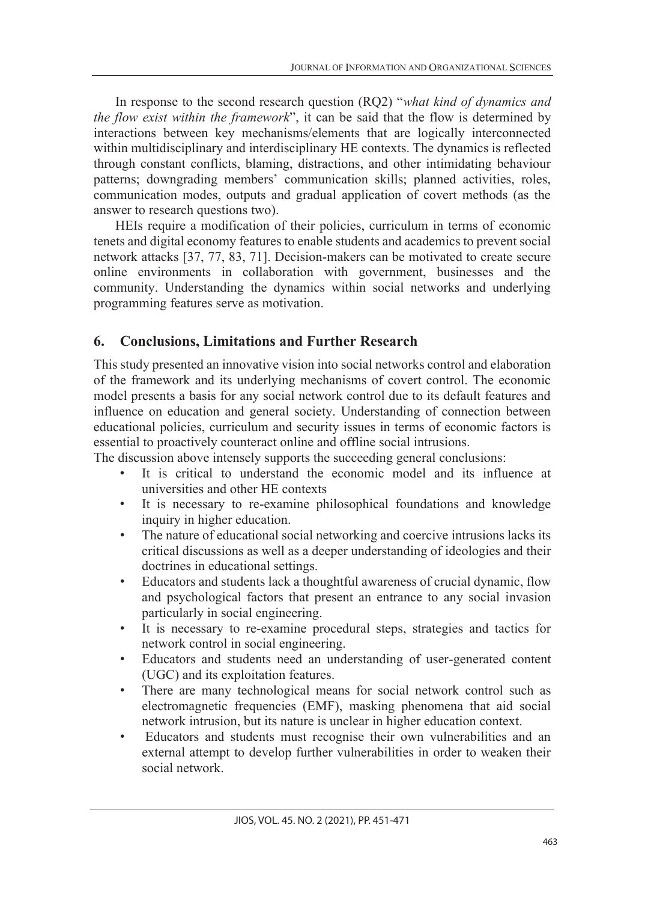In response to the second research question (RQ2) "*what kind of dynamics and the flow exist within the framework*", it can be said that the flow is determined by interactions between key mechanisms/elements that are logically interconnected within multidisciplinary and interdisciplinary HE contexts. The dynamics is reflected through constant conflicts, blaming, distractions, and other intimidating behaviour patterns; downgrading members' communication skills; planned activities, roles, communication modes, outputs and gradual application of covert methods (as the answer to research questions two).

HEIs require a modification of their policies, curriculum in terms of economic tenets and digital economy features to enable students and academics to prevent social network attacks [37, 77, 83, 71]. Decision-makers can be motivated to create secure online environments in collaboration with government, businesses and the community. Understanding the dynamics within social networks and underlying programming features serve as motivation.

## 6. Conclusions, Limitations and Further Research

This study presented an innovative vision into social networks control and elaboration of the framework and its underlying mechanisms of covert control. The economic model presents a basis for any social network control due to its default features and influence on education and general society. Understanding of connection between educational policies, curriculum and security issues in terms of economic factors is essential to proactively counteract online and offline social intrusions.

The discussion above intensely supports the succeeding general conclusions:

- It is critical to understand the economic model and its influence at universities and other HE contexts
- It is necessary to re-examine philosophical foundations and knowledge inquiry in higher education.
- The nature of educational social networking and coercive intrusions lacks its critical discussions as well as a deeper understanding of ideologies and their doctrines in educational settings.
- Educators and students lack a thoughtful awareness of crucial dynamic, flow and psychological factors that present an entrance to any social invasion particularly in social engineering.
- It is necessary to re-examine procedural steps, strategies and tactics for network control in social engineering.
- Educators and students need an understanding of user-generated content (UGC) and its exploitation features.
- There are many technological means for social network control such as electromagnetic frequencies (EMF), masking phenomena that aid social network intrusion, but its nature is unclear in higher education context.
- Educators and students must recognise their own vulnerabilities and an external attempt to develop further vulnerabilities in order to weaken their social network.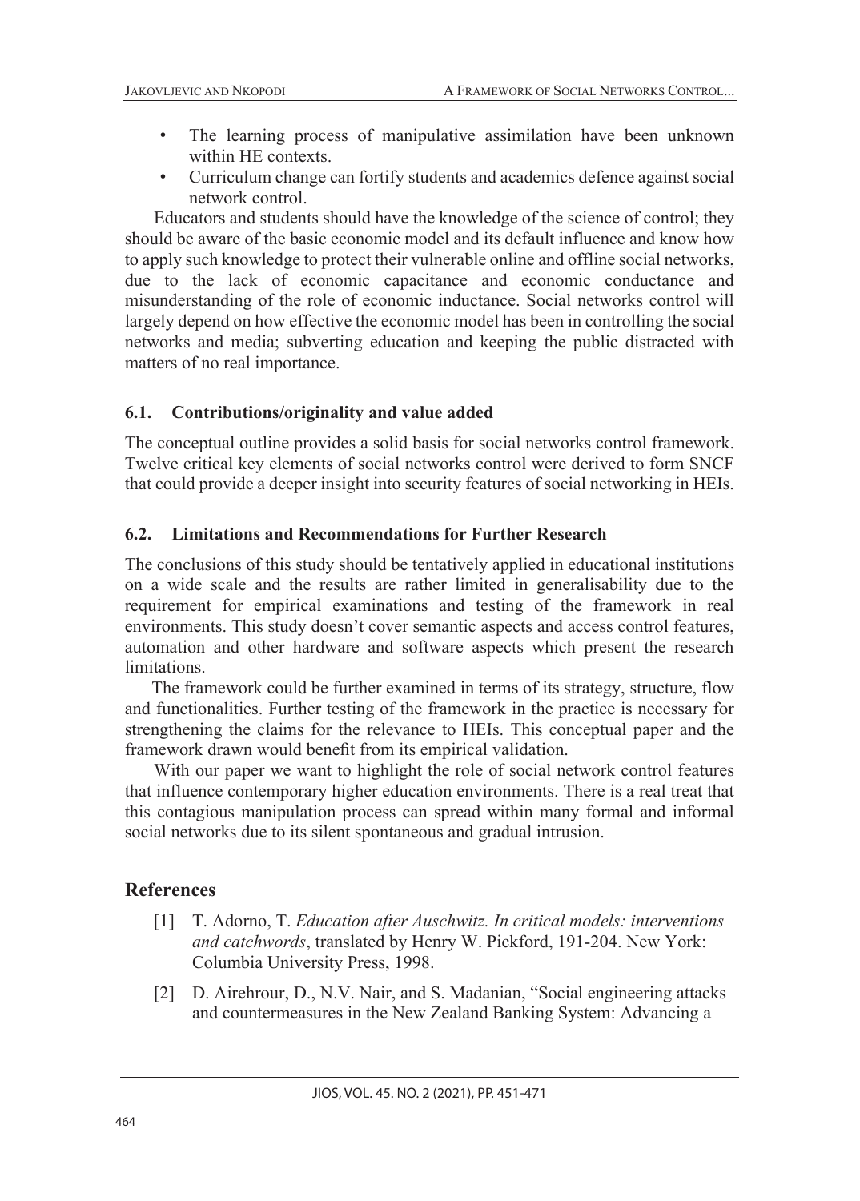- The learning process of manipulative assimilation have been unknown within HE contexts.
- Curriculum change can fortify students and academics defence against social network control.

Educators and students should have the knowledge of the science of control; they should be aware of the basic economic model and its default influence and know how to apply such knowledge to protect their vulnerable online and offline social networks, due to the lack of economic capacitance and economic conductance and misunderstanding of the role of economic inductance. Social networks control will largely depend on how effective the economic model has been in controlling the social networks and media; subverting education and keeping the public distracted with matters of no real importance.

### 6.1. Contributions/originality and value added

The conceptual outline provides a solid basis for social networks control framework. Twelve critical key elements of social networks control were derived to form SNCF that could provide a deeper insight into security features of social networking in HEIs.

### 6.2. Limitations and Recommendations for Further Research

The conclusions of this study should be tentatively applied in educational institutions on a wide scale and the results are rather limited in generalisability due to the requirement for empirical examinations and testing of the framework in real environments. This study doesn't cover semantic aspects and access control features, automation and other hardware and software aspects which present the research limitations.

The framework could be further examined in terms of its strategy, structure, flow and functionalities. Further testing of the framework in the practice is necessary for strengthening the claims for the relevance to HEIs. This conceptual paper and the framework drawn would benefit from its empirical validation.

With our paper we want to highlight the role of social network control features that influence contemporary higher education environments. There is a real treat that this contagious manipulation process can spread within many formal and informal social networks due to its silent spontaneous and gradual intrusion.

## References

[1] T. Adorno, T. *Education after Auschwitz. In critical models: interventions and catchwords*, translated by Henry W. Pickford, 191-204. New York: Columbia University Press, 1998.

[2] D. Airehrour, D., N.V. Nair, and S. Madanian, "Social engineering attacks and countermeasures in the New Zealand Banking System: Advancing a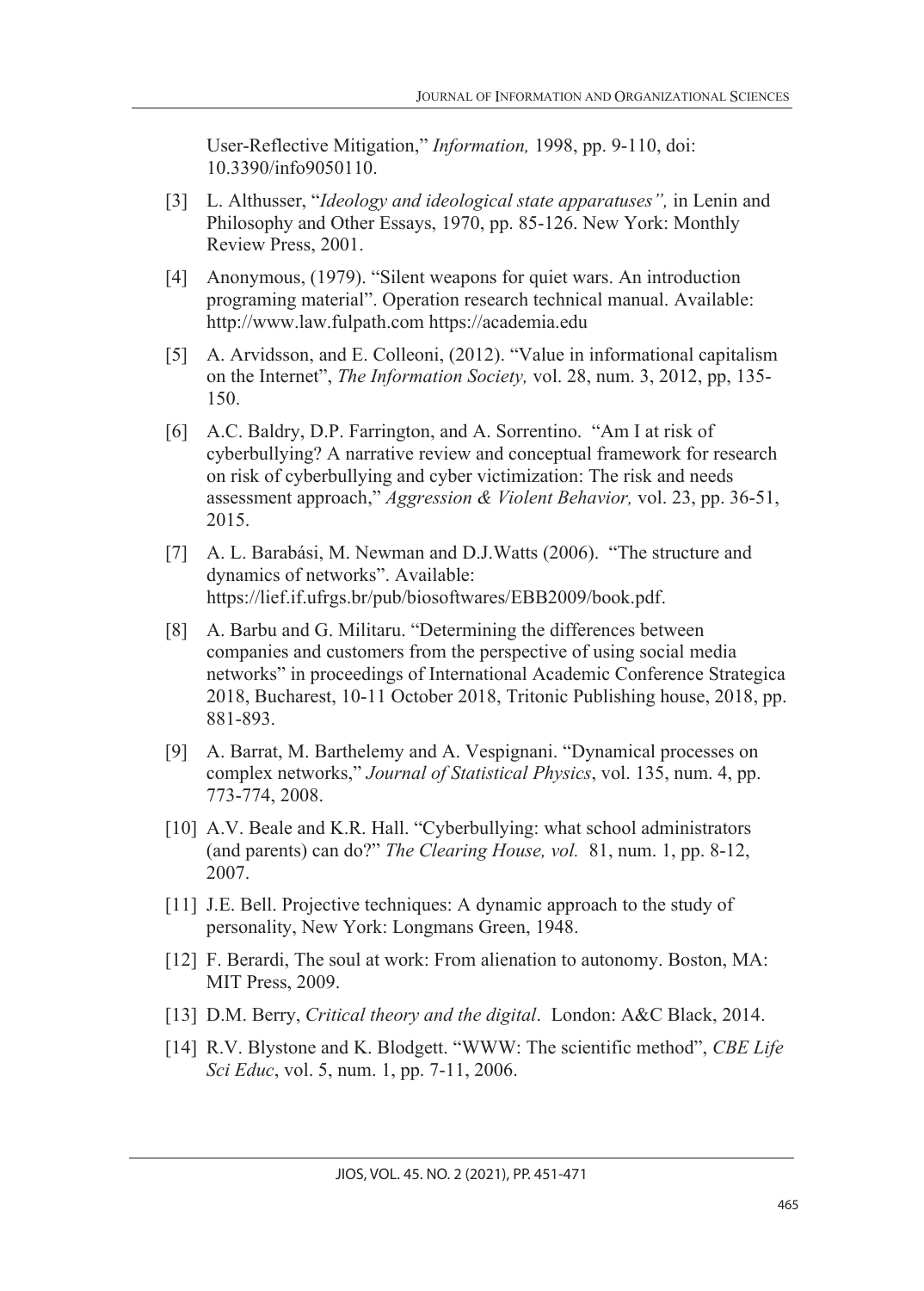User-Reflective Mitigation," *Information,* 1998, pp. 9-110, doi: 10.3390/info9050110.

[3] L. Althusser, "*Ideology and ideological state apparatuses",* in Lenin and Philosophy and Other Essays, 1970, pp. 85-126. New York: Monthly Review Press, 2001.

[4] Anonymous, (1979). "Silent weapons for quiet wars. An introduction programing material". Operation research technical manual. Available: http://www.law.fulpath.com https://academia.edu

[5] A. Arvidsson, and E. Colleoni, (2012). "Value in informational capitalism on the Internet", *The Information Society,* vol. 28, num. 3, 2012, pp, 135-150.

[6] A.C. Baldry, D.P. Farrington, and A. Sorrentino. "Am I at risk of cyberbullying? A narrative review and conceptual framework for research on risk of cyberbullying and cyber victimization: The risk and needs assessment approach," *Aggression & Violent Behavior,* vol. 23, pp. 36-51, 2015.

[7] A. L. Barabási, M. Newman and D.J.Watts (2006). "The structure and dynamics of networks". Available: https://lief.if.ufrgs.br/pub/biosoftwares/EBB2009/book.pdf.

[8] A. Barbu and G. Militaru. "Determining the differences between companies and customers from the perspective of using social media networks" in proceedings of International Academic Conference Strategica 2018, Bucharest, 10-11 October 2018, Tritonic Publishing house, 2018, pp. 881-893.

[9] A. Barrat, M. Barthelemy and A. Vespignani. "Dynamical processes on complex networks," *Journal of Statistical Physics*, vol. 135, num. 4, pp. 773-774, 2008.

[10] A.V. Beale and K.R. Hall. "Cyberbullying: what school administrators (and parents) can do?" *The Clearing House, vol.* 81, num. 1, pp. 8-12, 2007.

[11] J.E. Bell. Projective techniques: A dynamic approach to the study of personality, New York: Longmans Green, 1948.

[12] F. Berardi, The soul at work: From alienation to autonomy. Boston, MA: MIT Press, 2009.

[13] D.M. Berry, *Critical theory and the digital*. London: A&C Black, 2014.

[14] R.V. Blystone and K. Blodgett. "WWW: The scientific method", *CBE Life Sci Educ*, vol. 5, num. 1, pp. 7-11, 2006.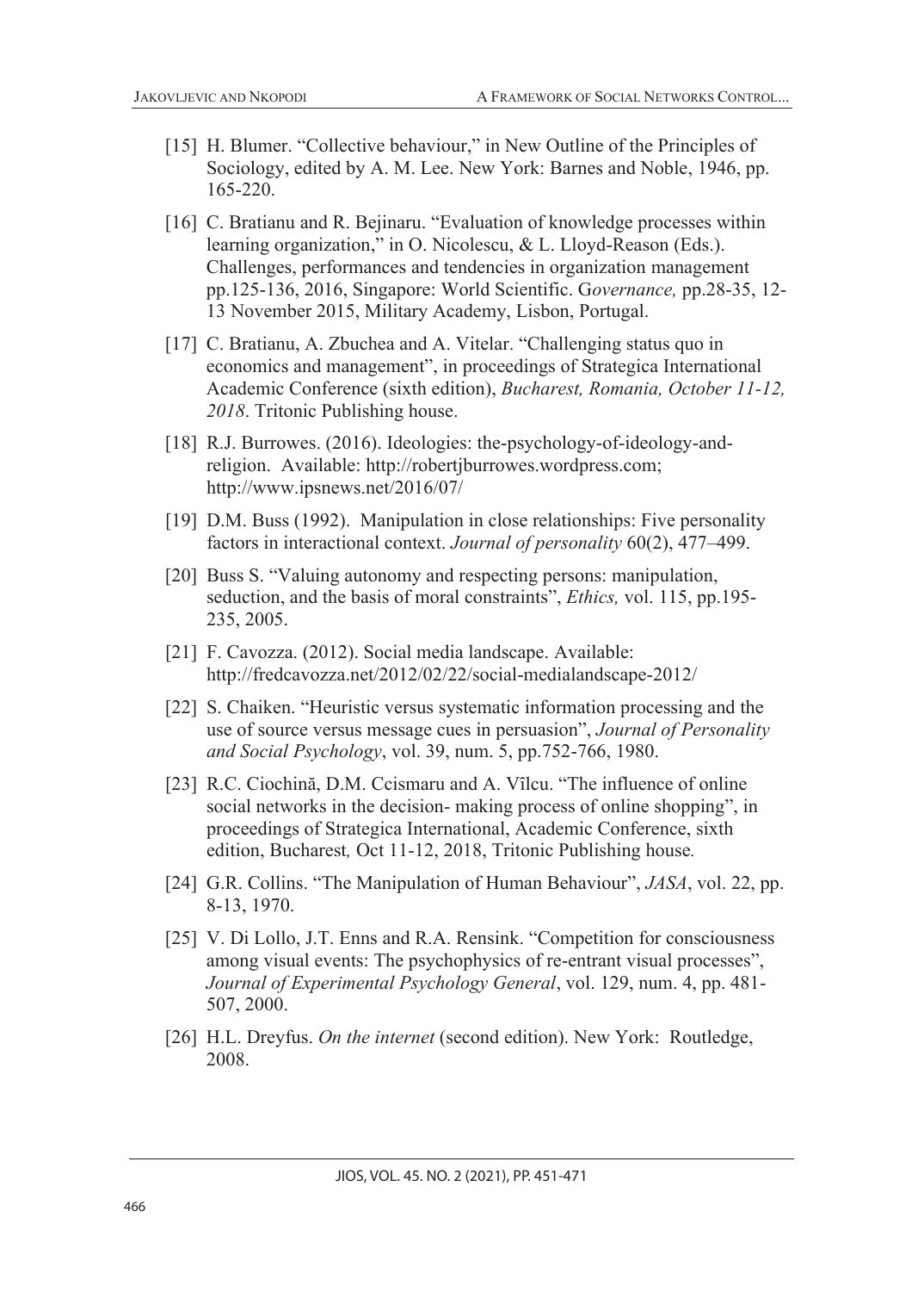[15] H. Blumer. "Collective behaviour," in New Outline of the Principles of Sociology, edited by A. M. Lee. New York: Barnes and Noble, 1946, pp. 165-220.

[16] C. Bratianu and R. Bejinaru. "Evaluation of knowledge processes within learning organization," in O. Nicolescu, & L. Lloyd-Reason (Eds.). Challenges, performances and tendencies in organization management pp.125-136, 2016, Singapore: World Scientific. G*overnance,* pp.28-35, 12-13 November 2015, Military Academy, Lisbon, Portugal.

[17] C. Bratianu, A. Zbuchea and A. Vitelar. "Challenging status quo in economics and management", in proceedings of Strategica International Academic Conference (sixth edition), *Bucharest, Romania, October 11-12, 2018*. Tritonic Publishing house.

[18] R.J. Burrowes. (2016). Ideologies: the-psychology-of-ideology-and-religion. Available: http://robertjburrowes.wordpress.com; http://www.ipsnews.net/2016/07/

[19] D.M. Buss (1992). Manipulation in close relationships: Five personality factors in interactional context. *Journal of personality* 60(2), 477–499.

[20] Buss S. "Valuing autonomy and respecting persons: manipulation, seduction, and the basis of moral constraints", *Ethics,* vol. 115, pp.195-235, 2005.

[21] F. Cavozza. (2012). Social media landscape. Available: http://fredcavozza.net/2012/02/22/social-medialandscape-2012/

[22] S. Chaiken. "Heuristic versus systematic information processing and the use of source versus message cues in persuasion", *Journal of Personality and Social Psychology*, vol. 39, num. 5, pp.752-766, 1980.

[23] R.C. Ciochină, D.M. Ccismaru and A. Vîlcu. "The influence of online social networks in the decision- making process of online shopping", in proceedings of Strategica International, Academic Conference, sixth edition, Bucharest*,* Oct 11-12, 2018, Tritonic Publishing house*.*

[24] G.R. Collins. "The Manipulation of Human Behaviour", *JASA*, vol. 22, pp. 8-13, 1970.

[25] V. Di Lollo, J.T. Enns and R.A. Rensink. "Competition for consciousness among visual events: The psychophysics of re-entrant visual processes", *Journal of Experimental Psychology General*, vol. 129, num. 4, pp. 481-507, 2000.

[26] H.L. Dreyfus. *On the internet* (second edition). New York: Routledge, 2008.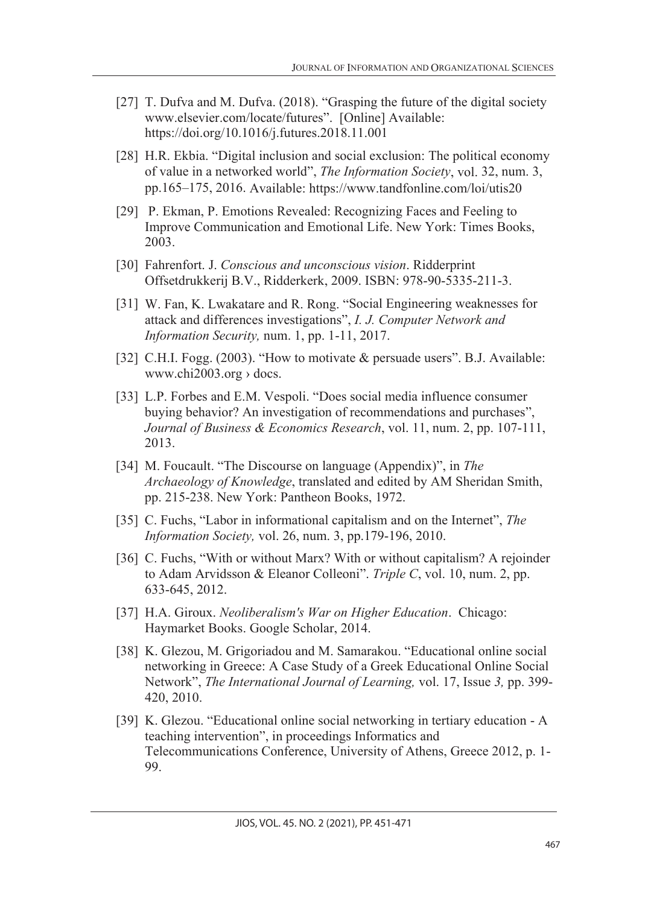[27] T. Dufva and M. Dufva. (2018). “Grasping the future of the digital society www.elsevier.com/locate/futures”. [Online] Available: https://doi.org/10.1016/j.futures.2018.11.001

[28] H.R. Ekbia. “Digital inclusion and social exclusion: The political economy of value in a networked world”, *The Information Society*, vol. 32, num. 3, pp.165–175, 2016. Available: https://www.tandfonline.com/loi/utis20

[29] P. Ekman, P. Emotions Revealed: Recognizing Faces and Feeling to Improve Communication and Emotional Life. New York: Times Books, 2003.

[30] Fahrenfort. J. *Conscious and unconscious vision*. Ridderprint Offsetdrukkerij B.V., Ridderkerk, 2009. ISBN: 978-90-5335-211-3.

[31] W. Fan, K. Lwakatare and R. Rong. “Social Engineering weaknesses for attack and differences investigations”, *I. J. Computer Network and Information Security,* num. 1, pp. 1-11, 2017.

[32] C.H.I. Fogg. (2003). “How to motivate & persuade users”. B.J. Available: www.chi2003.org › docs.

[33] L.P. Forbes and E.M. Vespoli. “Does social media influence consumer buying behavior? An investigation of recommendations and purchases”, *Journal of Business & Economics Research*, vol. 11, num. 2, pp. 107-111, 2013.

[34] M. Foucault. “The Discourse on language (Appendix)”, in *The Archaeology of Knowledge*, translated and edited by AM Sheridan Smith, pp. 215-238. New York: Pantheon Books, 1972.

[35] C. Fuchs, “Labor in informational capitalism and on the Internet”, *The Information Society,* vol. 26, num. 3, pp.179-196, 2010.

[36] C. Fuchs, “With or without Marx? With or without capitalism? A rejoinder to Adam Arvidsson & Eleanor Colleoni”. *Triple C*, vol. 10, num. 2, pp. 633-645, 2012.

[37] H.A. Giroux. *Neoliberalism's War on Higher Education*. Chicago: Haymarket Books. Google Scholar, 2014.

[38] K. Glezou, M. Grigoriadou and M. Samarakou. “Educational online social networking in Greece: A Case Study of a Greek Educational Online Social Network”, *The International Journal of Learning,* vol. 17, Issue *3,* pp. 399-420, 2010.

[39] K. Glezou. “Educational online social networking in tertiary education - A teaching intervention”, in proceedings Informatics and Telecommunications Conference, University of Athens, Greece 2012, p. 1-99.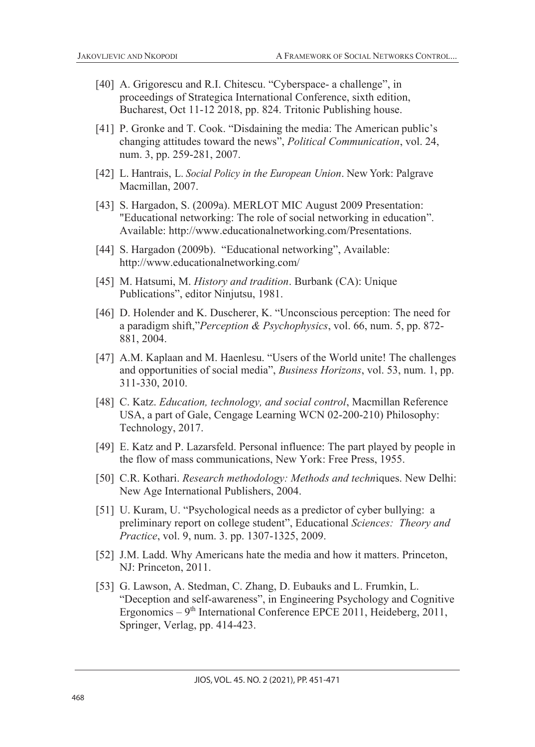[40] A. Grigorescu and R.I. Chitescu. "Cyberspace- a challenge", in proceedings of Strategica International Conference, sixth edition, Bucharest, Oct 11-12 2018, pp. 824. Tritonic Publishing house.

[41] P. Gronke and T. Cook. "Disdaining the media: The American public's changing attitudes toward the news", *Political Communication*, vol. 24, num. 3, pp. 259-281, 2007.

[42] L. Hantrais, L. *Social Policy in the European Union*. New York: Palgrave Macmillan, 2007.

[43] S. Hargadon, S. (2009a). MERLOT MIC August 2009 Presentation: "Educational networking: The role of social networking in education". Available: http://www.educationalnetworking.com/Presentations.

[44] S. Hargadon (2009b). "Educational networking", Available: http://www.educationalnetworking.com/

[45] M. Hatsumi, M. *History and tradition*. Burbank (CA): Unique Publications", editor Ninjutsu, 1981.

[46] D. Holender and K. Duscherer, K. "Unconscious perception: The need for a paradigm shift,"*Perception & Psychophysics*, vol. 66, num. 5, pp. 872-881, 2004.

[47] A.M. Kaplaan and M. Haenlesu. "Users of the World unite! The challenges and opportunities of social media", *Business Horizons*, vol. 53, num. 1, pp. 311-330, 2010.

[48] C. Katz. *Education, technology, and social control*, Macmillan Reference USA, a part of Gale, Cengage Learning WCN 02-200-210) Philosophy: Technology, 2017.

[49] E. Katz and P. Lazarsfeld. Personal influence: The part played by people in the flow of mass communications, New York: Free Press, 1955.

[50] C.R. Kothari. *Research methodology: Methods and techn*iques. New Delhi: New Age International Publishers, 2004.

[51] U. Kuram, U. "Psychological needs as a predictor of cyber bullying: a preliminary report on college student", Educational *Sciences: Theory and Practice*, vol. 9, num. 3. pp. 1307-1325, 2009.

[52] J.M. Ladd. Why Americans hate the media and how it matters. Princeton, NJ: Princeton, 2011.

[53] G. Lawson, A. Stedman, C. Zhang, D. Eubauks and L. Frumkin, L. "Deception and self-awareness", in Engineering Psychology and Cognitive Ergonomics – 9th International Conference EPCE 2011, Heideberg, 2011, Springer, Verlag, pp. 414-423.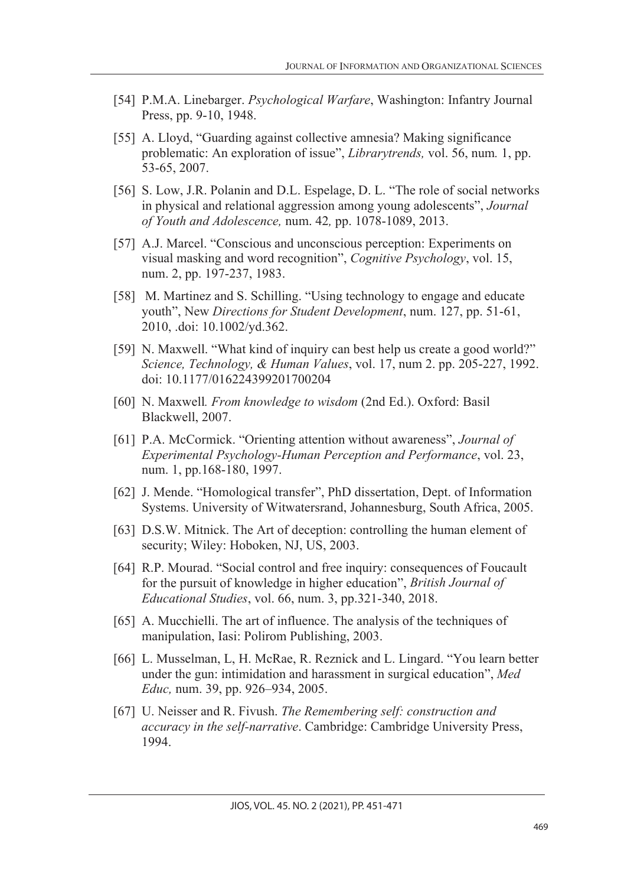[54] P.M.A. Linebarger. *Psychological Warfare*, Washington: Infantry Journal Press, pp. 9-10, 1948.

[55] A. Lloyd, "Guarding against collective amnesia? Making significance problematic: An exploration of issue", *Librarytrends,* vol. 56, num*.* 1, pp. 53-65, 2007.

[56] S. Low, J.R. Polanin and D.L. Espelage, D. L. "The role of social networks in physical and relational aggression among young adolescents", *Journal of Youth and Adolescence,* num. 42*,* pp. 1078-1089, 2013.

[57] A.J. Marcel. "Conscious and unconscious perception: Experiments on visual masking and word recognition", *Cognitive Psychology*, vol. 15, num. 2, pp. 197-237, 1983.

[58] M. Martinez and S. Schilling. "Using technology to engage and educate youth", New *Directions for Student Development*, num. 127, pp. 51-61, 2010, .doi: 10.1002/yd.362.

[59] N. Maxwell. "What kind of inquiry can best help us create a good world?" *Science, Technology, & Human Values*, vol. 17, num 2. pp. 205-227, 1992. doi: 10.1177/016224399201700204

[60] N. Maxwell*. From knowledge to wisdom* (2nd Ed.). Oxford: Basil Blackwell, 2007.

[61] P.A. McCormick. "Orienting attention without awareness", *Journal of Experimental Psychology-Human Perception and Performance*, vol. 23, num. 1, pp.168-180, 1997.

[62] J. Mende. "Homological transfer", PhD dissertation, Dept. of Information Systems. University of Witwatersrand, Johannesburg, South Africa, 2005.

[63] D.S.W. Mitnick. The Art of deception: controlling the human element of security; Wiley: Hoboken, NJ, US, 2003.

[64] R.P. Mourad. "Social control and free inquiry: consequences of Foucault for the pursuit of knowledge in higher education", *British Journal of Educational Studies*, vol. 66, num. 3, pp.321-340, 2018.

[65] A. Mucchielli. The art of influence. The analysis of the techniques of manipulation, Iasi: Polirom Publishing, 2003.

[66] L. Musselman, L, H. McRae, R. Reznick and L. Lingard. "You learn better under the gun: intimidation and harassment in surgical education", *Med Educ,* num. 39, pp. 926–934, 2005.

[67] U. Neisser and R. Fivush. *The Remembering self: construction and accuracy in the self-narrative*. Cambridge: Cambridge University Press, 1994.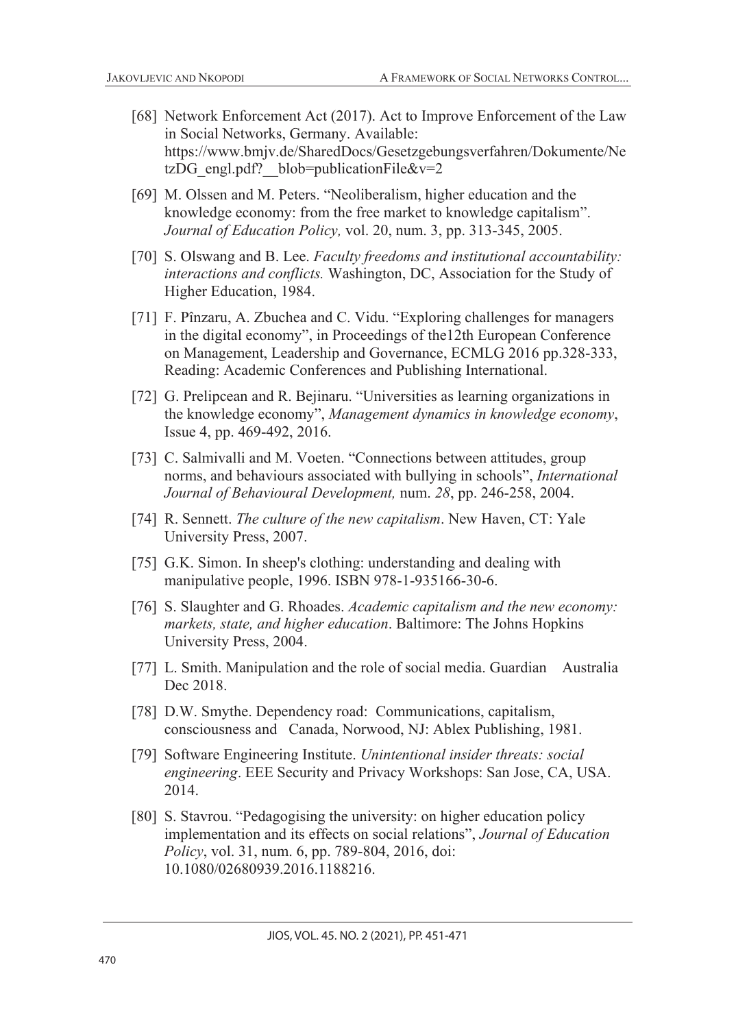[68] Network Enforcement Act (2017). Act to Improve Enforcement of the Law in Social Networks, Germany. Available: https://www.bmjv.de/SharedDocs/Gesetzgebungsverfahren/Dokumente/NetzDG_engl.pdf?__blob=publicationFile&v=2

[69] M. Olssen and M. Peters. "Neoliberalism, higher education and the knowledge economy: from the free market to knowledge capitalism". *Journal of Education Policy,* vol. 20, num. 3, pp. 313-345, 2005.

[70] S. Olswang and B. Lee. *Faculty freedoms and institutional accountability: interactions and conflicts.* Washington, DC, Association for the Study of Higher Education, 1984.

[71] F. Pînzaru, A. Zbuchea and C. Vidu. "Exploring challenges for managers in the digital economy", in Proceedings of the12th European Conference on Management, Leadership and Governance, ECMLG 2016 pp.328-333, Reading: Academic Conferences and Publishing International.

[72] G. Prelipcean and R. Bejinaru. "Universities as learning organizations in the knowledge economy", *Management dynamics in knowledge economy*, Issue 4, pp. 469-492, 2016.

[73] C. Salmivalli and M. Voeten. "Connections between attitudes, group norms, and behaviours associated with bullying in schools", *International Journal of Behavioural Development,* num. *28*, pp. 246-258, 2004.

[74] R. Sennett. *The culture of the new capitalism*. New Haven, CT: Yale University Press, 2007.

[75] G.K. Simon. In sheep's clothing: understanding and dealing with manipulative people, 1996. ISBN 978-1-935166-30-6.

[76] S. Slaughter and G. Rhoades. *Academic capitalism and the new economy: markets, state, and higher education*. Baltimore: The Johns Hopkins University Press, 2004.

[77] L. Smith. Manipulation and the role of social media. Guardian Australia Dec 2018.

[78] D.W. Smythe. Dependency road: Communications, capitalism, consciousness and Canada, Norwood, NJ: Ablex Publishing, 1981.

[79] Software Engineering Institute. *Unintentional insider threats: social engineering*. EEE Security and Privacy Workshops: San Jose, CA, USA. 2014.

[80] S. Stavrou. "Pedagogising the university: on higher education policy implementation and its effects on social relations", *Journal of Education Policy*, vol. 31, num. 6, pp. 789-804, 2016, doi: 10.1080/02680939.2016.1188216.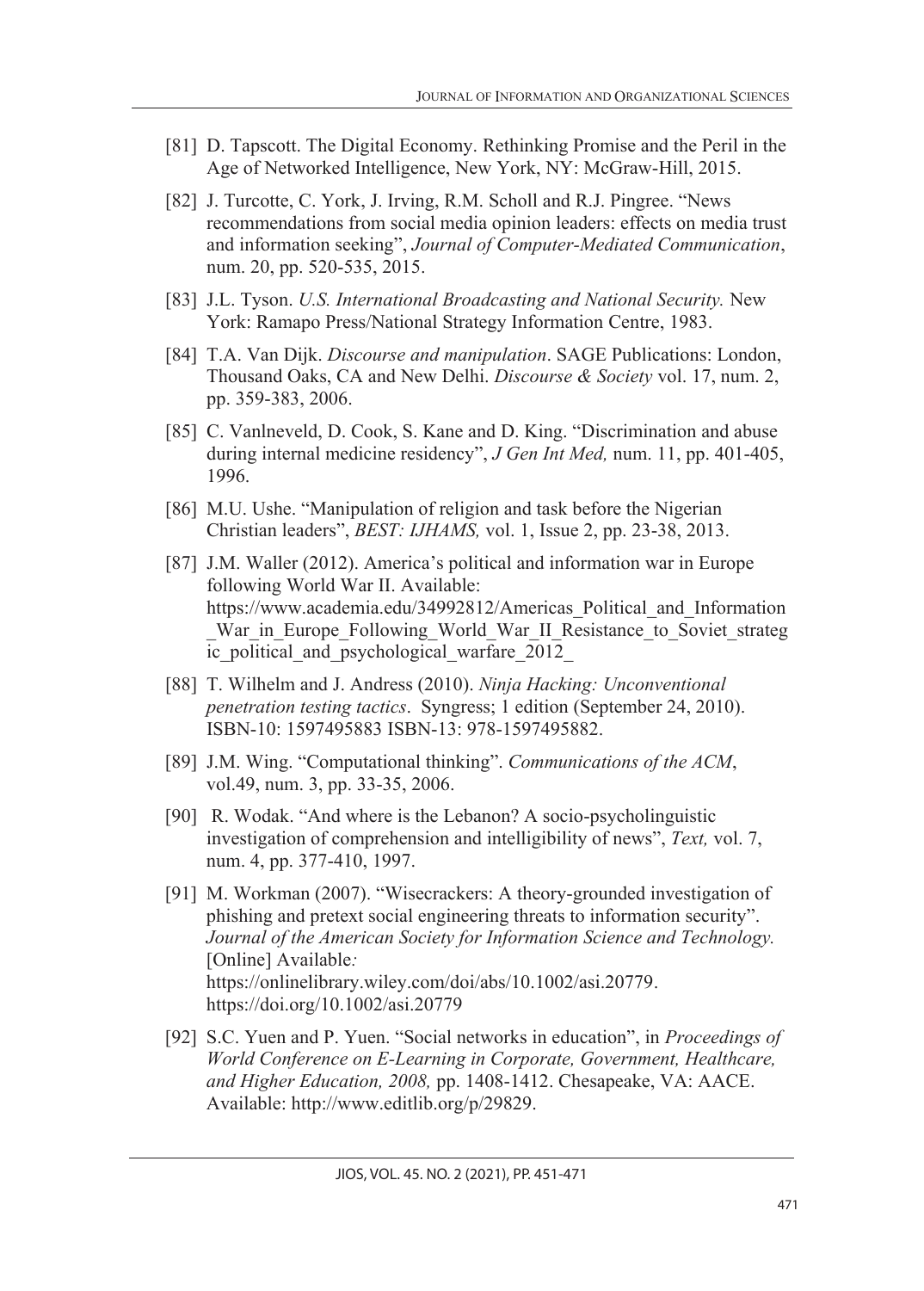[81] D. Tapscott. The Digital Economy. Rethinking Promise and the Peril in the Age of Networked Intelligence, New York, NY: McGraw-Hill, 2015.

[82] J. Turcotte, C. York, J. Irving, R.M. Scholl and R.J. Pingree. "News recommendations from social media opinion leaders: effects on media trust and information seeking", *Journal of Computer-Mediated Communication*, num. 20, pp. 520-535, 2015.

[83] J.L. Tyson. *U.S. International Broadcasting and National Security.* New York: Ramapo Press/National Strategy Information Centre, 1983.

[84] T.A. Van Dijk. *Discourse and manipulation*. SAGE Publications: London, Thousand Oaks, CA and New Delhi. *Discourse & Society* vol. 17, num. 2, pp. 359-383, 2006.

[85] C. Vanlneveld, D. Cook, S. Kane and D. King. "Discrimination and abuse during internal medicine residency", *J Gen Int Med,* num. 11, pp. 401-405, 1996.

[86] M.U. Ushe. "Manipulation of religion and task before the Nigerian Christian leaders", *BEST: IJHAMS,* vol. 1, Issue 2, pp. 23-38, 2013.

[87] J.M. Waller (2012). America's political and information war in Europe following World War II. Available: https://www.academia.edu/34992812/Americas_Political_and_Information_War_in_Europe_Following_World_War_II_Resistance_to_Soviet_strategic_political_and_psychological_warfare_2012_

[88] T. Wilhelm and J. Andress (2010). *Ninja Hacking: Unconventional penetration testing tactics*. Syngress; 1 edition (September 24, 2010). ISBN-10: 1597495883 ISBN-13: 978-1597495882.

[89] J.M. Wing. "Computational thinking". *Communications of the ACM*, vol.49, num. 3, pp. 33-35, 2006.

[90] R. Wodak. "And where is the Lebanon? A socio-psycholinguistic investigation of comprehension and intelligibility of news", *Text,* vol. 7, num. 4, pp. 377-410, 1997.

[91] M. Workman (2007). "Wisecrackers: A theory-grounded investigation of phishing and pretext social engineering threats to information security". *Journal of the American Society for Information Science and Technology.* [Online] Available*:* https://onlinelibrary.wiley.com/doi/abs/10.1002/asi.20779. https://doi.org/10.1002/asi.20779

[92] S.C. Yuen and P. Yuen. "Social networks in education", in *Proceedings of World Conference on E-Learning in Corporate, Government, Healthcare, and Higher Education, 2008,* pp. 1408-1412. Chesapeake, VA: AACE. Available: http://www.editlib.org/p/29829.